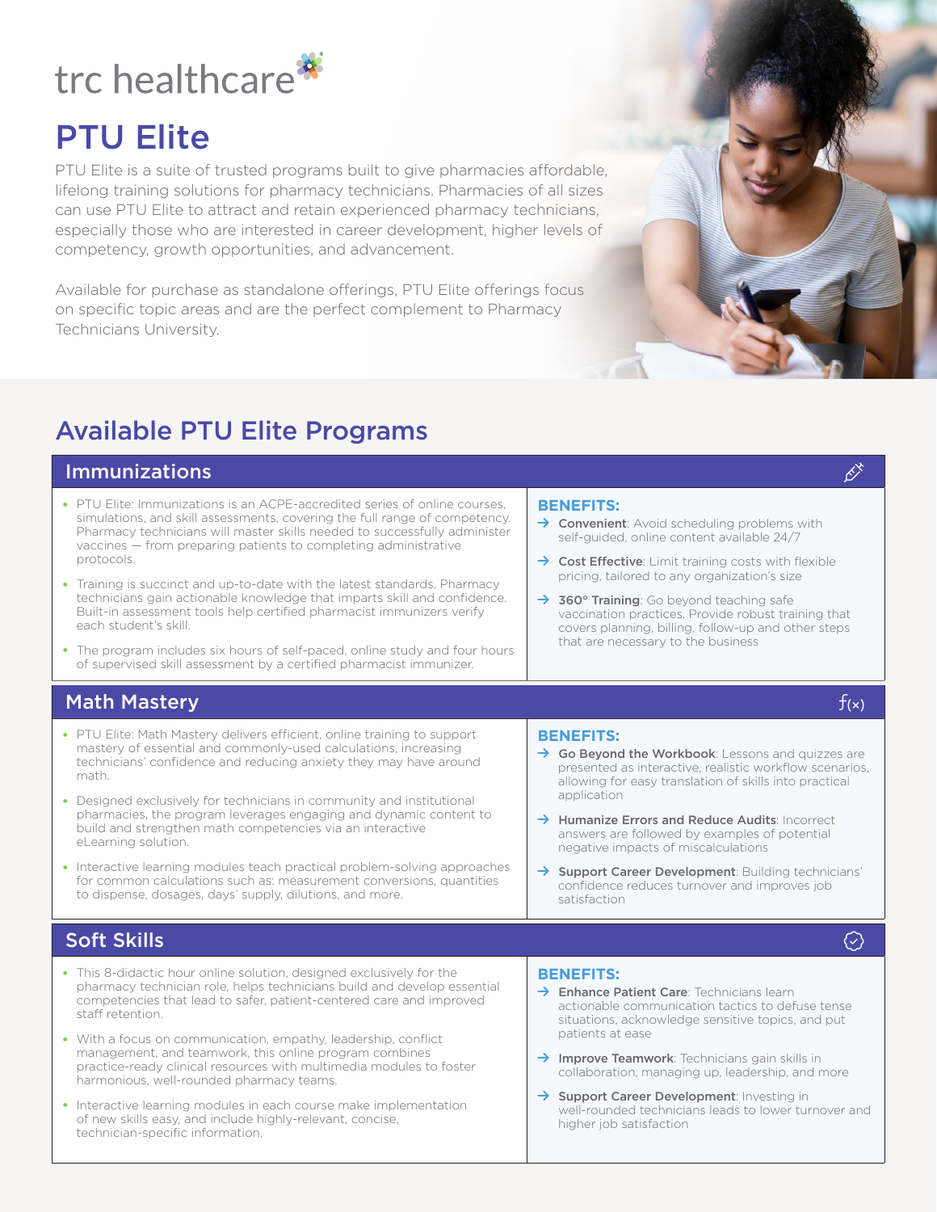trc healthcare

# PTU Elite

PTU Elite is a suite of trusted programs built to give pharmacies affordable, lifelong training solutions for pharmacy technicians. Pharmacies of all sizes can use PTU Elite to attract and retain experienced pharmacy technicians, especially those who are interested in career development, higher levels of competency, growth opportunities, and advancement.

Available for purchase as standalone offerings, PTU Elite offerings focus on specific topic areas and are the perfect complement to Pharmacy Technicians University.

## Available PTU Elite Programs

### Immunizations

- PTU Elite: Immunizations is an ACPE-accredited series of online courses, simulations, and skill assessments, covering the full range of competency. Pharmacy technicians will master skills needed to successfully administer vaccines — from preparing patients to completing administrative protocols.
- Training is succinct and up-to-date with the latest standards. Pharmacy technicians gain actionable knowledge that imparts skill and confidence. Built-in assessment tools help certified pharmacist immunizers verify each student's skill.
- The program includes six hours of self-paced, online study and four hours of supervised skill assessment by a certified pharmacist immunizer.

**BENEFITS:**

- **Convenient**: Avoid scheduling problems with self-guided, online content available 24/7
- **Cost Effective**: Limit training costs with flexible pricing, tailored to any organization's size
- **360° Training**: Go beyond teaching safe vaccination practices. Provide robust training that covers planning, billing, follow-up and other steps that are necessary to the business

### Math Mastery

- PTU Elite: Math Mastery delivers efficient, online training to support mastery of essential and commonly-used calculations, increasing technicians' confidence and reducing anxiety they may have around math.
- Designed exclusively for technicians in community and institutional pharmacies, the program leverages engaging and dynamic content to build and strengthen math competencies via an interactive eLearning solution.
- Interactive learning modules teach practical problem-solving approaches for common calculations such as: measurement conversions, quantities to dispense, dosages, days' supply, dilutions, and more.

**BENEFITS:**

- **Go Beyond the Workbook**: Lessons and quizzes are presented as interactive, realistic workflow scenarios, allowing for easy translation of skills into practical application
- **Humanize Errors and Reduce Audits**: Incorrect answers are followed by examples of potential negative impacts of miscalculations
- **Support Career Development**: Building technicians' confidence reduces turnover and improves job satisfaction

### Soft Skills

- This 8-didactic hour online solution, designed exclusively for the pharmacy technician role, helps technicians build and develop essential competencies that lead to safer, patient-centered care and improved staff retention.
- With a focus on communication, empathy, leadership, conflict management, and teamwork, this online program combines practice-ready clinical resources with multimedia modules to foster harmonious, well-rounded pharmacy teams.
- Interactive learning modules in each course make implementation of new skills easy, and include highly-relevant, concise, technician-specific information.

**BENEFITS:**

- **Enhance Patient Care**: Technicians learn actionable communication tactics to defuse tense situations, acknowledge sensitive topics, and put patients at ease
- **Improve Teamwork**: Technicians gain skills in collaboration, managing up, leadership, and more
- **Support Career Development**: Investing in well-rounded technicians leads to lower turnover and higher job satisfaction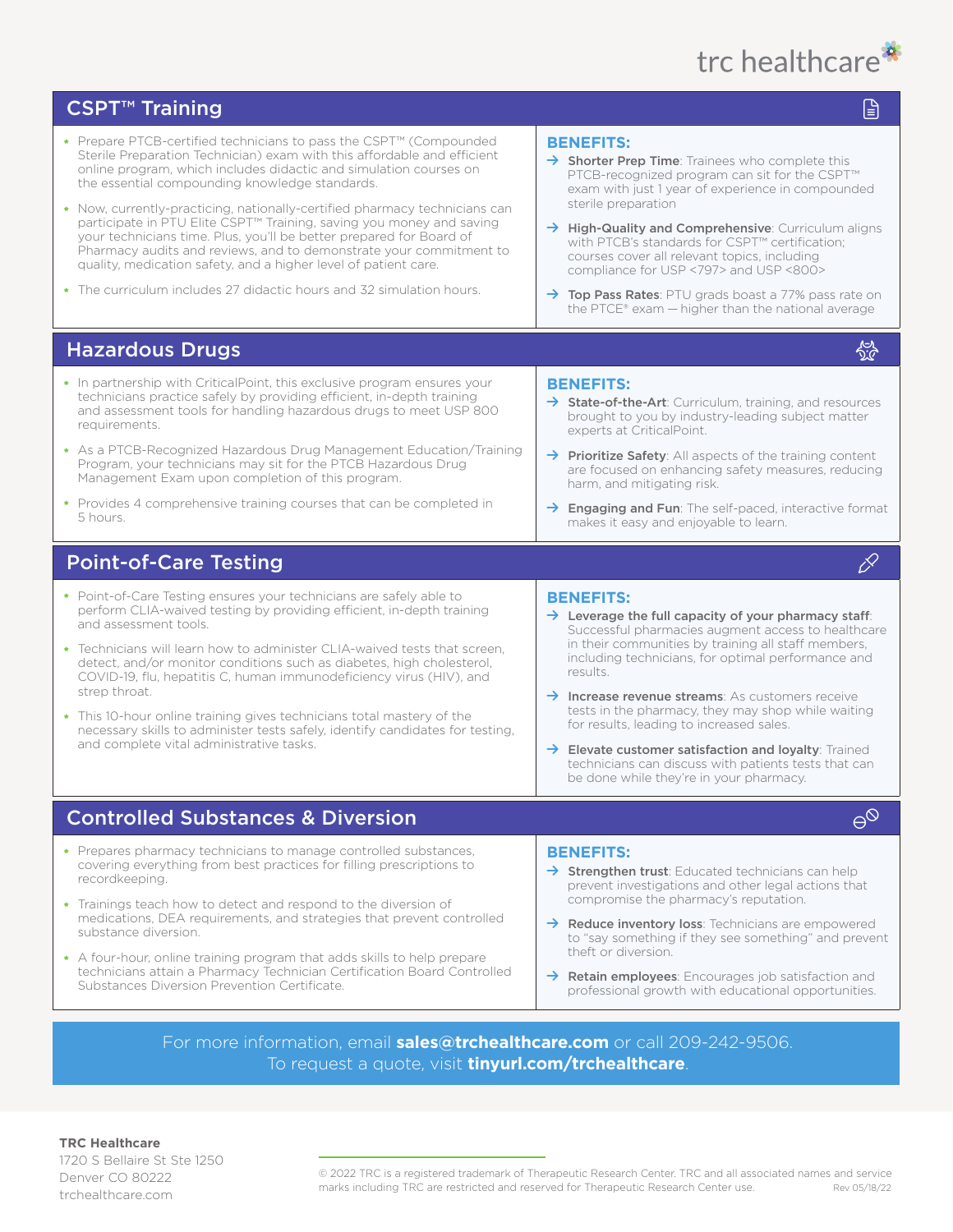trc healthcare

## CSPT™ Training

- Prepare PTCB-certified technicians to pass the CSPT™ (Compounded Sterile Preparation Technician) exam with this affordable and efficient online program, which includes didactic and simulation courses on the essential compounding knowledge standards.
- Now, currently-practicing, nationally-certified pharmacy technicians can participate in PTU Elite CSPT™ Training, saving you money and saving your technicians time. Plus, you'll be better prepared for Board of Pharmacy audits and reviews, and to demonstrate your commitment to quality, medication safety, and a higher level of patient care.
- The curriculum includes 27 didactic hours and 32 simulation hours.

### BENEFITS:

- **Shorter Prep Time**: Trainees who complete this PTCB-recognized program can sit for the CSPT™ exam with just 1 year of experience in compounded sterile preparation
- **High-Quality and Comprehensive**: Curriculum aligns with PTCB's standards for CSPT™ certification; courses cover all relevant topics, including compliance for USP <797> and USP <800>
- **Top Pass Rates**: PTU grads boast a 77% pass rate on the PTCE® exam — higher than the national average

## Hazardous Drugs

- In partnership with CriticalPoint, this exclusive program ensures your technicians practice safely by providing efficient, in-depth training and assessment tools for handling hazardous drugs to meet USP 800 requirements.
- As a PTCB-Recognized Hazardous Drug Management Education/Training Program, your technicians may sit for the PTCB Hazardous Drug Management Exam upon completion of this program.
- Provides 4 comprehensive training courses that can be completed in 5 hours.

### BENEFITS:

- **State-of-the-Art**: Curriculum, training, and resources brought to you by industry-leading subject matter experts at CriticalPoint.
- **Prioritize Safety**: All aspects of the training content are focused on enhancing safety measures, reducing harm, and mitigating risk.
- **Engaging and Fun**: The self-paced, interactive format makes it easy and enjoyable to learn.

## Point-of-Care Testing

- Point-of-Care Testing ensures your technicians are safely able to perform CLIA-waived testing by providing efficient, in-depth training and assessment tools.
- Technicians will learn how to administer CLIA-waived tests that screen, detect, and/or monitor conditions such as diabetes, high cholesterol, COVID-19, flu, hepatitis C, human immunodeficiency virus (HIV), and strep throat.
- This 10-hour online training gives technicians total mastery of the necessary skills to administer tests safely, identify candidates for testing, and complete vital administrative tasks.

### BENEFITS:

- **Leverage the full capacity of your pharmacy staff**: Successful pharmacies augment access to healthcare in their communities by training all staff members, including technicians, for optimal performance and results.
- **Increase revenue streams**: As customers receive tests in the pharmacy, they may shop while waiting for results, leading to increased sales.
- **Elevate customer satisfaction and loyalty**: Trained technicians can discuss with patients tests that can be done while they're in your pharmacy.

## Controlled Substances & Diversion

- Prepares pharmacy technicians to manage controlled substances, covering everything from best practices for filling prescriptions to recordkeeping.
- Trainings teach how to detect and respond to the diversion of medications, DEA requirements, and strategies that prevent controlled substance diversion.
- A four-hour, online training program that adds skills to help prepare technicians attain a Pharmacy Technician Certification Board Controlled Substances Diversion Prevention Certificate.

### BENEFITS:

- **Strengthen trust**: Educated technicians can help prevent investigations and other legal actions that compromise the pharmacy's reputation.
- **Reduce inventory loss**: Technicians are empowered to "say something if they see something" and prevent theft or diversion.
- **Retain employees**: Encourages job satisfaction and professional growth with educational opportunities.

For more information, email **sales@trchealthcare.com** or call 209-242-9506.
To request a quote, visit **tinyurl.com/trchealthcare**.

**TRC Healthcare**
1720 S Bellaire St Ste 1250
Denver CO 80222
trchealthcare.com

© 2022 TRC is a registered trademark of Therapeutic Research Center. TRC and all associated names and service marks including TRC are restricted and reserved for Therapeutic Research Center use. Rev 05/18/22